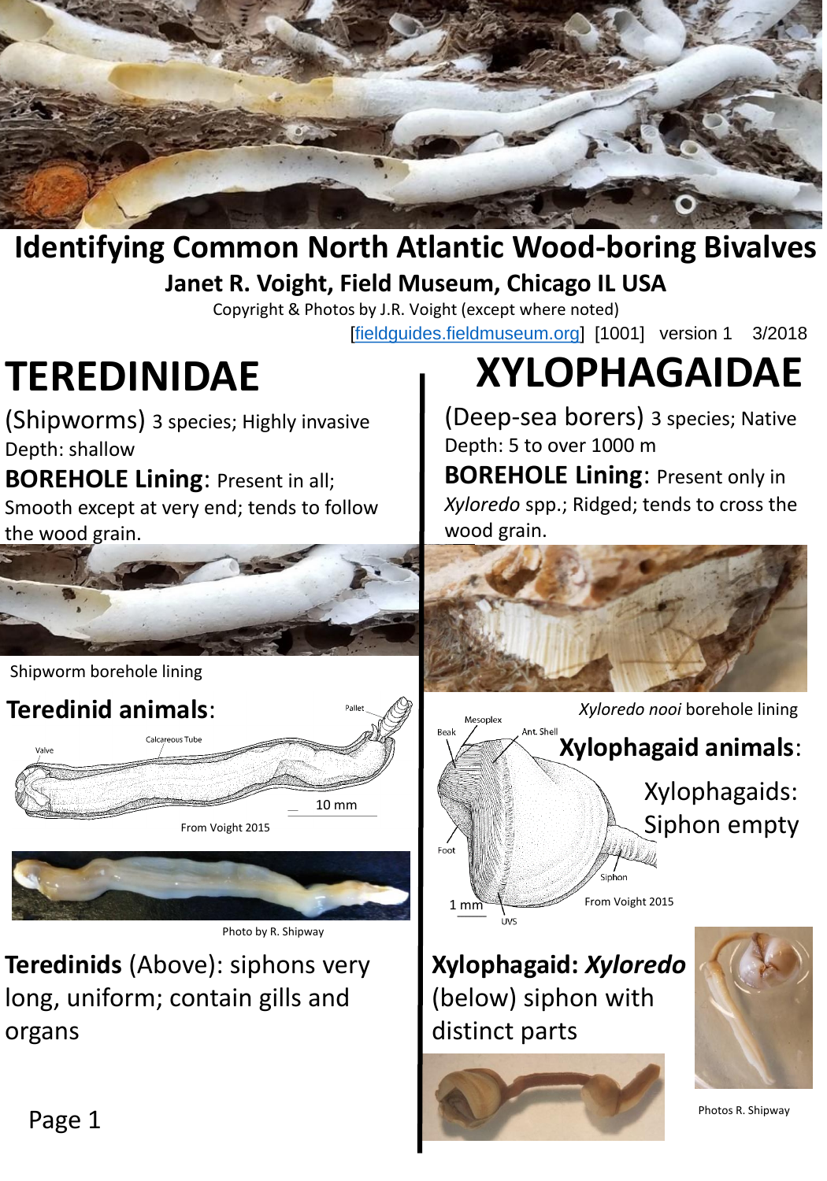# Identifying Common North Atlantic Wood-boring Bivalves

**Janet R. Voight, Field Museum, Chicago IL USA**

Copyright & Photos by J.R. Voight (except where noted)

[fieldguides.fieldmuseum.org] [1001] version 1 3/2018

## TEREDINIDAE

(Shipworms) 3 species; Highly invasive

Depth: shallow

**BOREHOLE Lining**: Present in all; Smooth except at very end; tends to follow the wood grain.

Shipworm borehole lining

### Teredinid animals:

Pallet

Calcareous Tube

Valve

10 mm

From Voight 2015

Photo by R. Shipway

**Teredinids** (Above): siphons very long, uniform; contain gills and organs

## XYLOPHAGAIDAE

(Deep-sea borers) 3 species; Native

Depth: 5 to over 1000 m

**BOREHOLE Lining**: Present only in *Xyloredo* spp.; Ridged; tends to cross the wood grain.

*Xyloredo nooi* borehole lining

### Xylophagaid animals:

Mesoplex

Beak

Ant. Shell

Foot

Siphon

1 mm

UVS

From Voight 2015

Xylophagaids: Siphon empty

**Xylophagaid: *Xyloredo*** (below) siphon with distinct parts

Photos R. Shipway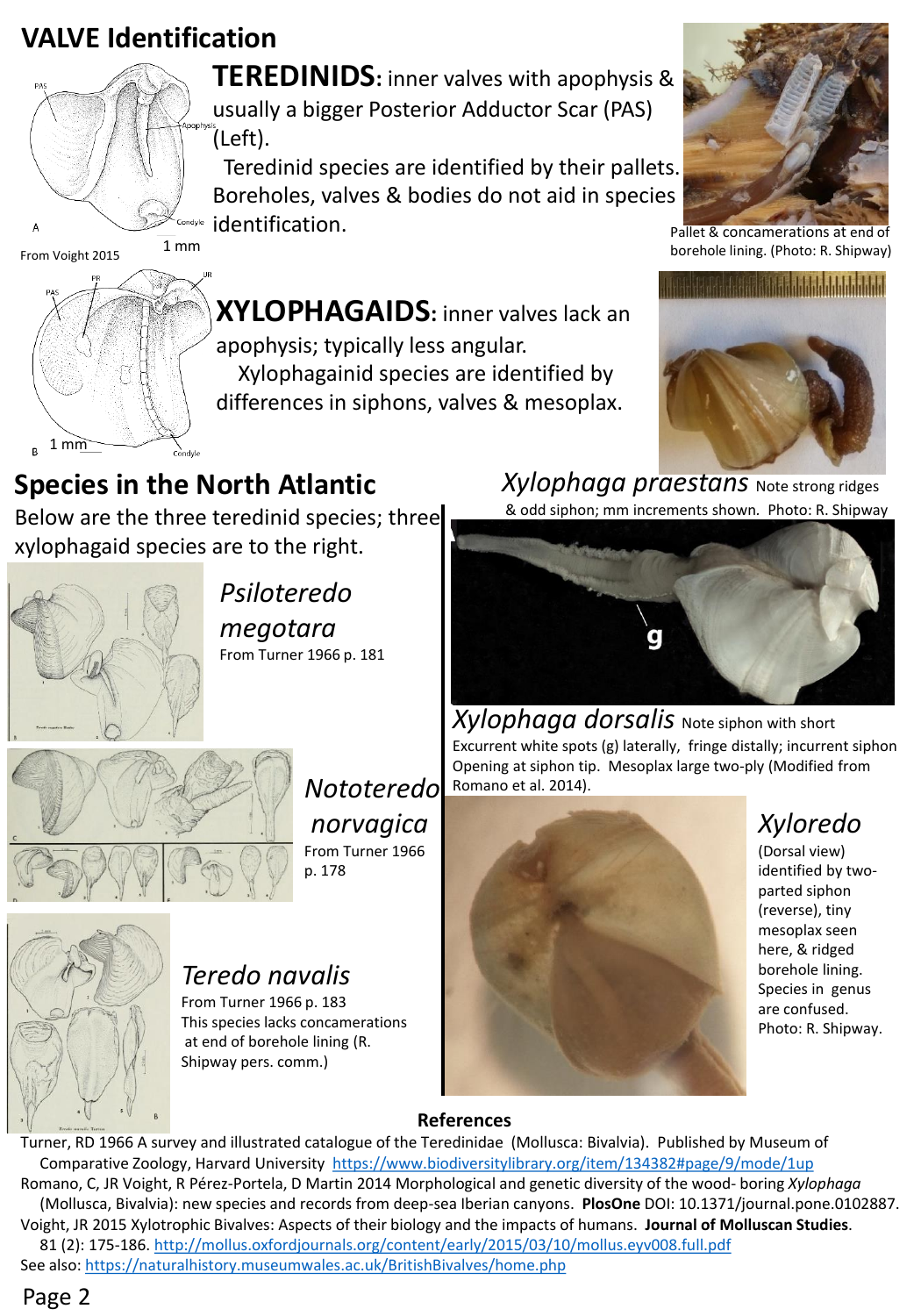# VALVE Identification

**TEREDINIDS**: inner valves with apophysis & usually a bigger Posterior Adductor Scar (PAS) (Left).

Teredinid species are identified by their pallets. Boreholes, valves & bodies do not aid in species identification.

PAS

Apophysis

Condyle

A

1 mm

From Voight 2015

Pallet & concamerations at end of borehole lining. (Photo: R. Shipway)

**XYLOPHAGAIDS**: inner valves lack an apophysis; typically less angular.

Xylophagainid species are identified by differences in siphons, valves & mesoplax.

PAS

PR

UR

B

1 mm

Condyle

## Species in the North Atlantic

Below are the three teredinid species; three xylophagaid species are to the right.

*Psiloteredo megotara*
From Turner 1966 p. 181

*Nototeredo norvagica*
From Turner 1966 p. 178

*Teredo navalis*
From Turner 1966 p. 183
This species lacks concamerations at end of borehole lining (R. Shipway pers. comm.)

*Xylophaga praestans* Note strong ridges & odd siphon; mm increments shown. Photo: R. Shipway

g

*Xylophaga dorsalis* Note siphon with short Excurrent white spots (g) laterally, fringe distally; incurrent siphon Opening at siphon tip. Mesoplax large two-ply (Modified from Romano et al. 2014).

*Xyloredo*
(Dorsal view) identified by two-parted siphon (reverse), tiny mesoplax seen here, & ridged borehole lining. Species in genus are confused. Photo: R. Shipway.

**References**

Turner, RD 1966 A survey and illustrated catalogue of the Teredinidae (Mollusca: Bivalvia). Published by Museum of Comparative Zoology, Harvard University https://www.biodiversitylibrary.org/item/134382#page/9/mode/1up

Romano, C, JR Voight, R Pérez-Portela, D Martin 2014 Morphological and genetic diversity of the wood- boring *Xylophaga* (Mollusca, Bivalvia): new species and records from deep-sea Iberian canyons. **PlosOne** DOI: 10.1371/journal.pone.0102887.

Voight, JR 2015 Xylotrophic Bivalves: Aspects of their biology and the impacts of humans. **Journal of Molluscan Studies**. 81 (2): 175-186. http://mollus.oxfordjournals.org/content/early/2015/03/10/mollus.eyv008.full.pdf

See also: https://naturalhistory.museumwales.ac.uk/BritishBivalves/home.php